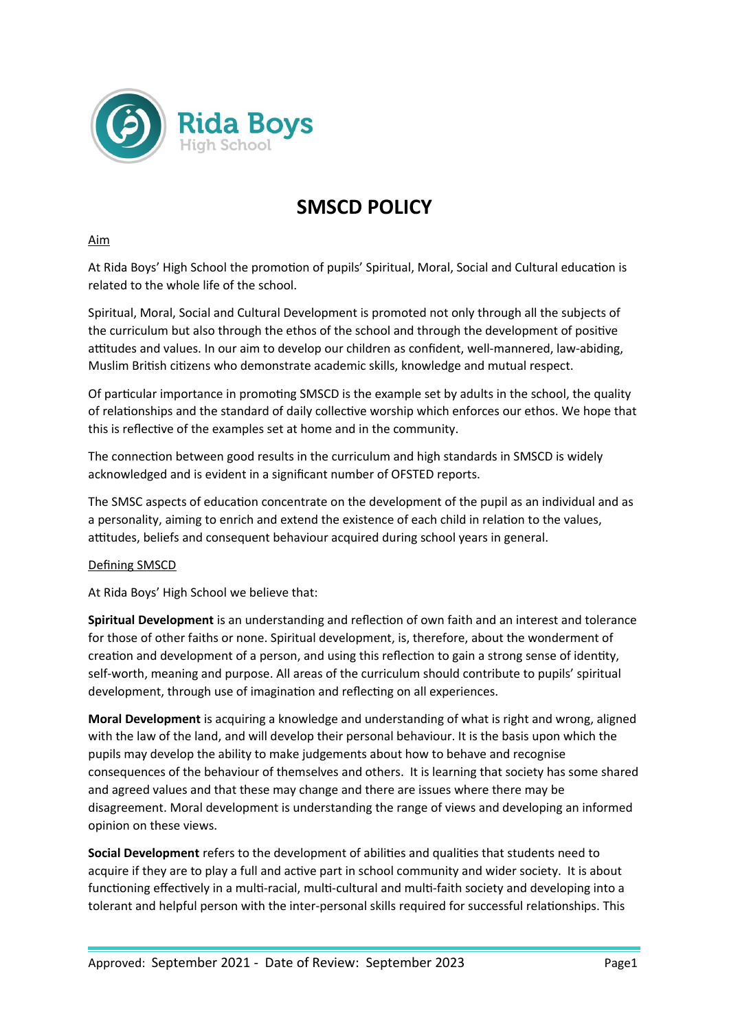# SMSCD POLICY

Aim

At Rida Boys' High School the promotion of pupils' Spiritual, Moral, Social and Cultural education is related to the whole life of the school.

Spiritual, Moral, Social and Cultural Development is promoted not only through all the subjects of the curriculum but also through the ethos of the school and through the development of positive attitudes and values. In our aim to develop our children as confident, well-mannered, law-abiding, Muslim British citizens who demonstrate academic skills, knowledge and mutual respect.

Of particular importance in promoting SMSCD is the example set by adults in the school, the quality of relationships and the standard of daily collective worship which enforces our ethos. We hope that this is reflective of the examples set at home and in the community.

The connection between good results in the curriculum and high standards in SMSCD is widely acknowledged and is evident in a significant number of OFSTED reports.

The SMSC aspects of education concentrate on the development of the pupil as an individual and as a personality, aiming to enrich and extend the existence of each child in relation to the values, attitudes, beliefs and consequent behaviour acquired during school years in general.

Defining SMSCD

At Rida Boys' High School we believe that:

**Spiritual Development** is an understanding and reflection of own faith and an interest and tolerance for those of other faiths or none. Spiritual development, is, therefore, about the wonderment of creation and development of a person, and using this reflection to gain a strong sense of identity, self-worth, meaning and purpose. All areas of the curriculum should contribute to pupils' spiritual development, through use of imagination and reflecting on all experiences.

**Moral Development** is acquiring a knowledge and understanding of what is right and wrong, aligned with the law of the land, and will develop their personal behaviour. It is the basis upon which the pupils may develop the ability to make judgements about how to behave and recognise consequences of the behaviour of themselves and others. It is learning that society has some shared and agreed values and that these may change and there are issues where there may be disagreement. Moral development is understanding the range of views and developing an informed opinion on these views.

**Social Development** refers to the development of abilities and qualities that students need to acquire if they are to play a full and active part in school community and wider society. It is about functioning effectively in a multi-racial, multi-cultural and multi-faith society and developing into a tolerant and helpful person with the inter-personal skills required for successful relationships. This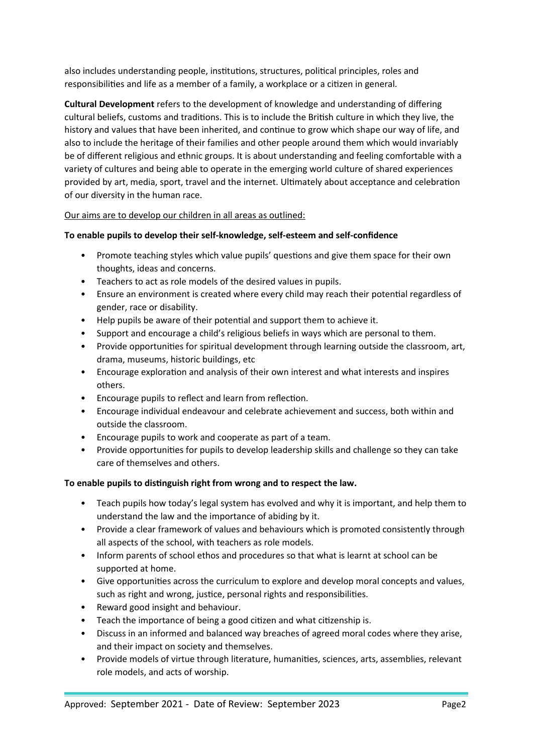also includes understanding people, institutions, structures, political principles, roles and responsibilities and life as a member of a family, a workplace or a citizen in general.

**Cultural Development** refers to the development of knowledge and understanding of differing cultural beliefs, customs and traditions. This is to include the British culture in which they live, the history and values that have been inherited, and continue to grow which shape our way of life, and also to include the heritage of their families and other people around them which would invariably be of different religious and ethnic groups. It is about understanding and feeling comfortable with a variety of cultures and being able to operate in the emerging world culture of shared experiences provided by art, media, sport, travel and the internet. Ultimately about acceptance and celebration of our diversity in the human race.

<u>Our aims are to develop our children in all areas as outlined:</u>

**To enable pupils to develop their self-knowledge, self-esteem and self-confidence**

- Promote teaching styles which value pupils' questions and give them space for their own thoughts, ideas and concerns.
- Teachers to act as role models of the desired values in pupils.
- Ensure an environment is created where every child may reach their potential regardless of gender, race or disability.
- Help pupils be aware of their potential and support them to achieve it.
- Support and encourage a child's religious beliefs in ways which are personal to them.
- Provide opportunities for spiritual development through learning outside the classroom, art, drama, museums, historic buildings, etc
- Encourage exploration and analysis of their own interest and what interests and inspires others.
- Encourage pupils to reflect and learn from reflection.
- Encourage individual endeavour and celebrate achievement and success, both within and outside the classroom.
- Encourage pupils to work and cooperate as part of a team.
- Provide opportunities for pupils to develop leadership skills and challenge so they can take care of themselves and others.

**To enable pupils to distinguish right from wrong and to respect the law.**

- Teach pupils how today's legal system has evolved and why it is important, and help them to understand the law and the importance of abiding by it.
- Provide a clear framework of values and behaviours which is promoted consistently through all aspects of the school, with teachers as role models.
- Inform parents of school ethos and procedures so that what is learnt at school can be supported at home.
- Give opportunities across the curriculum to explore and develop moral concepts and values, such as right and wrong, justice, personal rights and responsibilities.
- Reward good insight and behaviour.
- Teach the importance of being a good citizen and what citizenship is.
- Discuss in an informed and balanced way breaches of agreed moral codes where they arise, and their impact on society and themselves.
- Provide models of virtue through literature, humanities, sciences, arts, assemblies, relevant role models, and acts of worship.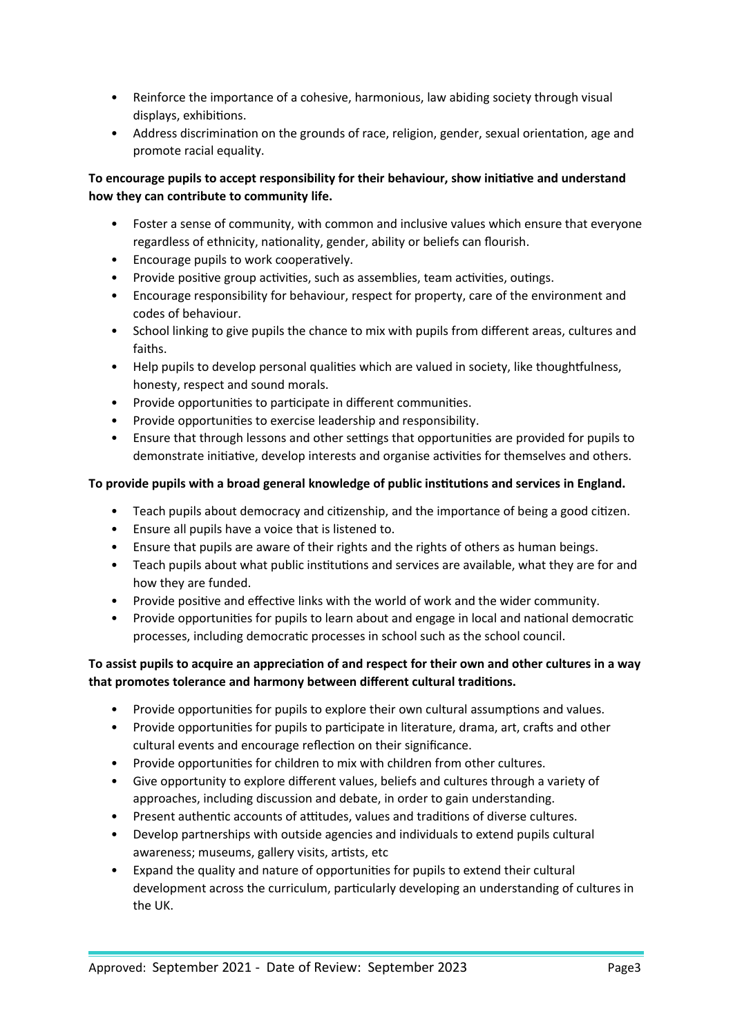- Reinforce the importance of a cohesive, harmonious, law abiding society through visual displays, exhibitions.
- Address discrimination on the grounds of race, religion, gender, sexual orientation, age and promote racial equality.

**To encourage pupils to accept responsibility for their behaviour, show initiative and understand how they can contribute to community life.**

- Foster a sense of community, with common and inclusive values which ensure that everyone regardless of ethnicity, nationality, gender, ability or beliefs can flourish.
- Encourage pupils to work cooperatively.
- Provide positive group activities, such as assemblies, team activities, outings.
- Encourage responsibility for behaviour, respect for property, care of the environment and codes of behaviour.
- School linking to give pupils the chance to mix with pupils from different areas, cultures and faiths.
- Help pupils to develop personal qualities which are valued in society, like thoughtfulness, honesty, respect and sound morals.
- Provide opportunities to participate in different communities.
- Provide opportunities to exercise leadership and responsibility.
- Ensure that through lessons and other settings that opportunities are provided for pupils to demonstrate initiative, develop interests and organise activities for themselves and others.

**To provide pupils with a broad general knowledge of public institutions and services in England.**

- Teach pupils about democracy and citizenship, and the importance of being a good citizen.
- Ensure all pupils have a voice that is listened to.
- Ensure that pupils are aware of their rights and the rights of others as human beings.
- Teach pupils about what public institutions and services are available, what they are for and how they are funded.
- Provide positive and effective links with the world of work and the wider community.
- Provide opportunities for pupils to learn about and engage in local and national democratic processes, including democratic processes in school such as the school council.

**To assist pupils to acquire an appreciation of and respect for their own and other cultures in a way that promotes tolerance and harmony between different cultural traditions.**

- Provide opportunities for pupils to explore their own cultural assumptions and values.
- Provide opportunities for pupils to participate in literature, drama, art, crafts and other cultural events and encourage reflection on their significance.
- Provide opportunities for children to mix with children from other cultures.
- Give opportunity to explore different values, beliefs and cultures through a variety of approaches, including discussion and debate, in order to gain understanding.
- Present authentic accounts of attitudes, values and traditions of diverse cultures.
- Develop partnerships with outside agencies and individuals to extend pupils cultural awareness; museums, gallery visits, artists, etc
- Expand the quality and nature of opportunities for pupils to extend their cultural development across the curriculum, particularly developing an understanding of cultures in the UK.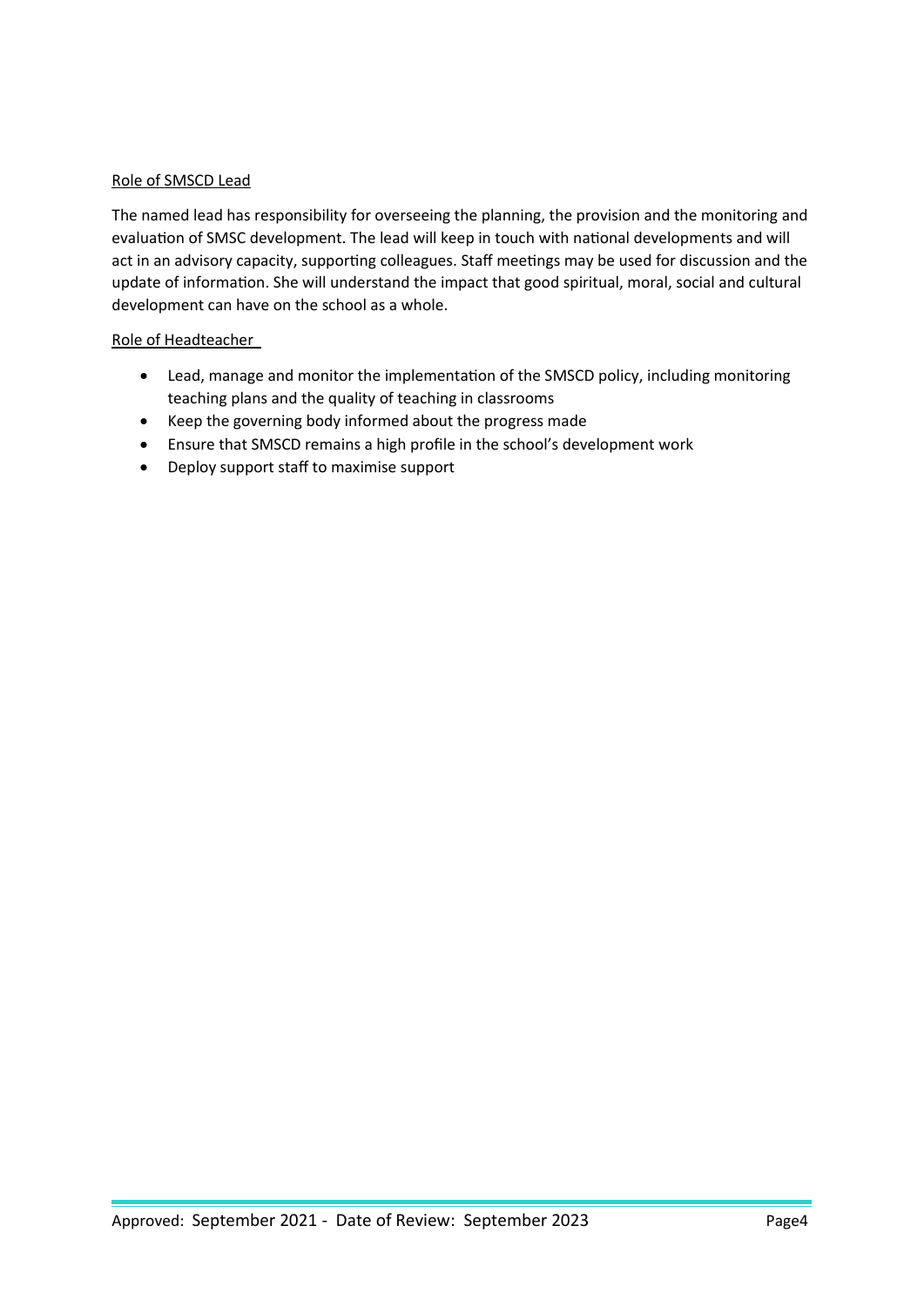Role of SMSCD Lead

The named lead has responsibility for overseeing the planning, the provision and the monitoring and evaluation of SMSC development. The lead will keep in touch with national developments and will act in an advisory capacity, supporting colleagues. Staff meetings may be used for discussion and the update of information. She will understand the impact that good spiritual, moral, social and cultural development can have on the school as a whole.

Role of Headteacher

- Lead, manage and monitor the implementation of the SMSCD policy, including monitoring teaching plans and the quality of teaching in classrooms
- Keep the governing body informed about the progress made
- Ensure that SMSCD remains a high profile in the school's development work
- Deploy support staff to maximise support